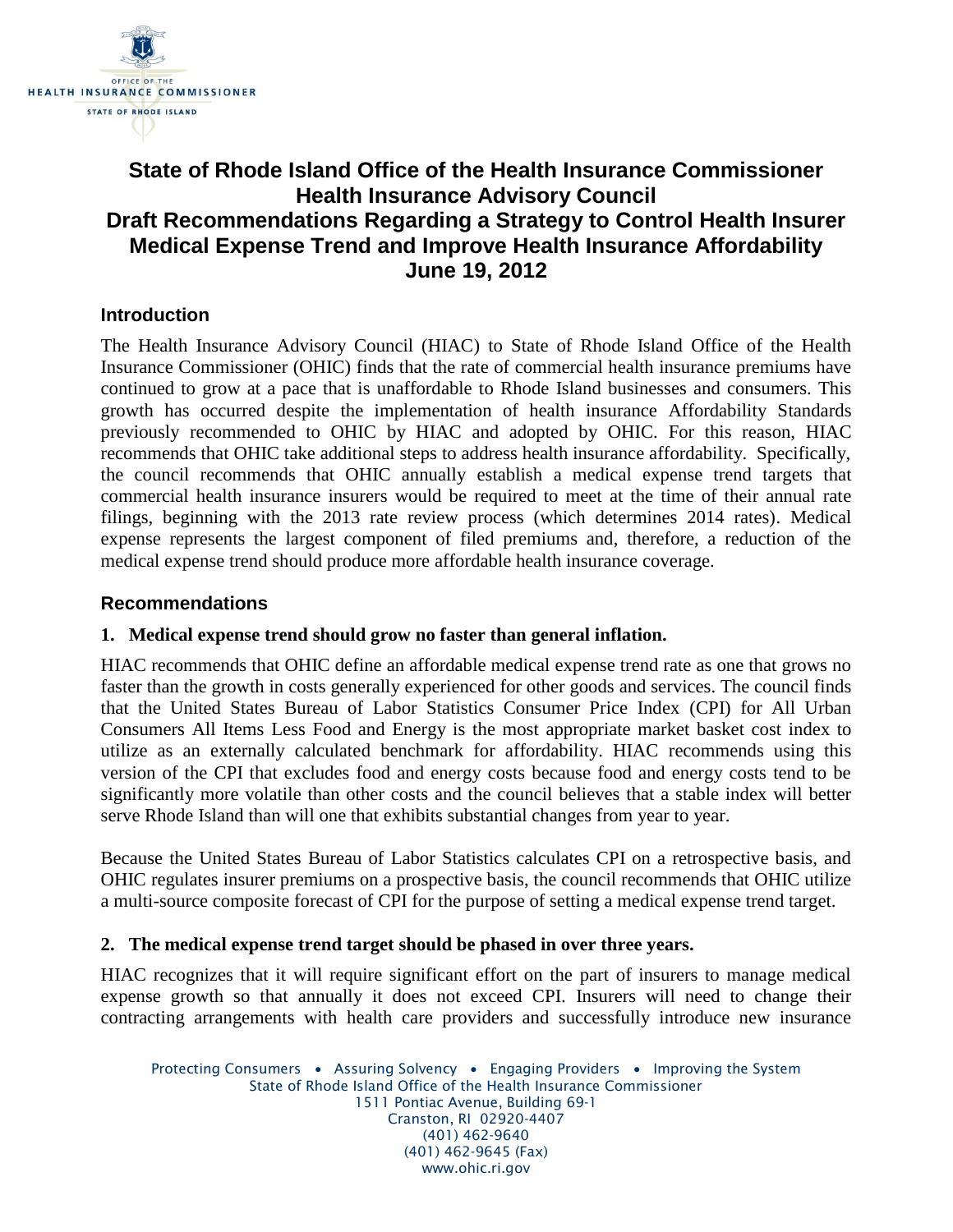# State of Rhode Island Office of the Health Insurance Commissioner Health Insurance Advisory Council Draft Recommendations Regarding a Strategy to Control Health Insurer Medical Expense Trend and Improve Health Insurance Affordability June 19, 2012

## Introduction

The Health Insurance Advisory Council (HIAC) to State of Rhode Island Office of the Health Insurance Commissioner (OHIC) finds that the rate of commercial health insurance premiums have continued to grow at a pace that is unaffordable to Rhode Island businesses and consumers. This growth has occurred despite the implementation of health insurance Affordability Standards previously recommended to OHIC by HIAC and adopted by OHIC. For this reason, HIAC recommends that OHIC take additional steps to address health insurance affordability. Specifically, the council recommends that OHIC annually establish a medical expense trend targets that commercial health insurance insurers would be required to meet at the time of their annual rate filings, beginning with the 2013 rate review process (which determines 2014 rates). Medical expense represents the largest component of filed premiums and, therefore, a reduction of the medical expense trend should produce more affordable health insurance coverage.

## Recommendations

### 1. Medical expense trend should grow no faster than general inflation.

HIAC recommends that OHIC define an affordable medical expense trend rate as one that grows no faster than the growth in costs generally experienced for other goods and services. The council finds that the United States Bureau of Labor Statistics Consumer Price Index (CPI) for All Urban Consumers All Items Less Food and Energy is the most appropriate market basket cost index to utilize as an externally calculated benchmark for affordability. HIAC recommends using this version of the CPI that excludes food and energy costs because food and energy costs tend to be significantly more volatile than other costs and the council believes that a stable index will better serve Rhode Island than will one that exhibits substantial changes from year to year.

Because the United States Bureau of Labor Statistics calculates CPI on a retrospective basis, and OHIC regulates insurer premiums on a prospective basis, the council recommends that OHIC utilize a multi-source composite forecast of CPI for the purpose of setting a medical expense trend target.

### 2. The medical expense trend target should be phased in over three years.

HIAC recognizes that it will require significant effort on the part of insurers to manage medical expense growth so that annually it does not exceed CPI. Insurers will need to change their contracting arrangements with health care providers and successfully introduce new insurance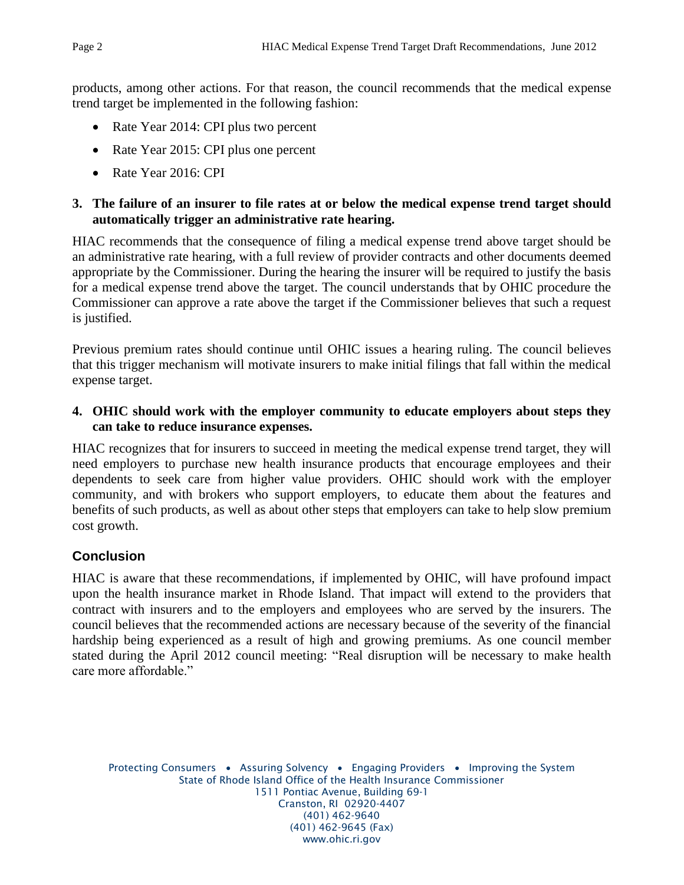products, among other actions. For that reason, the council recommends that the medical expense trend target be implemented in the following fashion:

- Rate Year 2014: CPI plus two percent
- Rate Year 2015: CPI plus one percent
- Rate Year 2016: CPI

**3. The failure of an insurer to file rates at or below the medical expense trend target should automatically trigger an administrative rate hearing.**

HIAC recommends that the consequence of filing a medical expense trend above target should be an administrative rate hearing, with a full review of provider contracts and other documents deemed appropriate by the Commissioner. During the hearing the insurer will be required to justify the basis for a medical expense trend above the target. The council understands that by OHIC procedure the Commissioner can approve a rate above the target if the Commissioner believes that such a request is justified.

Previous premium rates should continue until OHIC issues a hearing ruling. The council believes that this trigger mechanism will motivate insurers to make initial filings that fall within the medical expense target.

**4. OHIC should work with the employer community to educate employers about steps they can take to reduce insurance expenses.**

HIAC recognizes that for insurers to succeed in meeting the medical expense trend target, they will need employers to purchase new health insurance products that encourage employees and their dependents to seek care from higher value providers. OHIC should work with the employer community, and with brokers who support employers, to educate them about the features and benefits of such products, as well as about other steps that employers can take to help slow premium cost growth.

## Conclusion

HIAC is aware that these recommendations, if implemented by OHIC, will have profound impact upon the health insurance market in Rhode Island. That impact will extend to the providers that contract with insurers and to the employers and employees who are served by the insurers. The council believes that the recommended actions are necessary because of the severity of the financial hardship being experienced as a result of high and growing premiums. As one council member stated during the April 2012 council meeting: "Real disruption will be necessary to make health care more affordable."